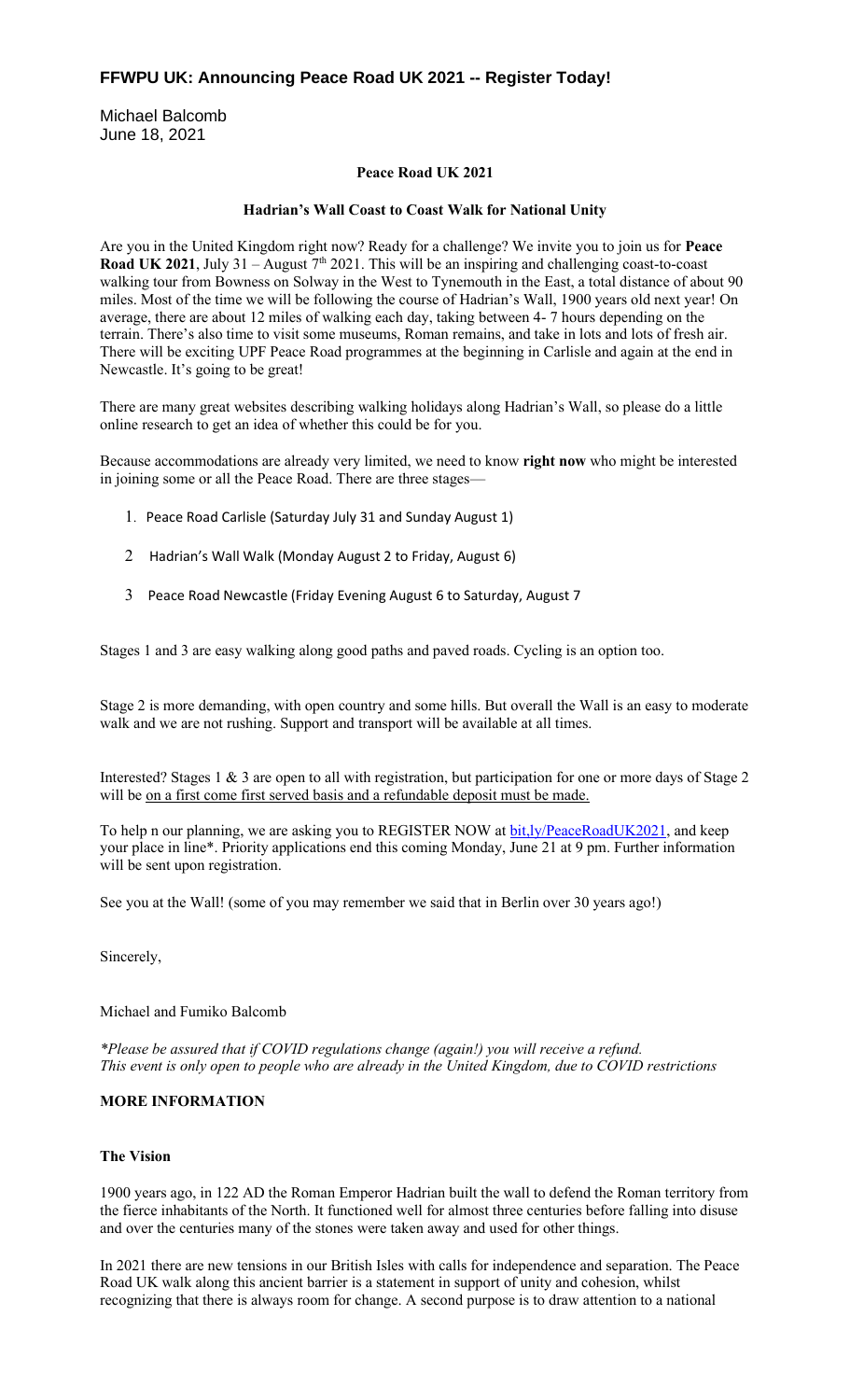# FFWPU UK: Announcing Peace Road UK 2021 -- Register Today!

Michael Balcomb
June 18, 2021

**Peace Road UK 2021**

**Hadrian's Wall Coast to Coast Walk for National Unity**

Are you in the United Kingdom right now? Ready for a challenge? We invite you to join us for **Peace Road UK 2021**, July 31 – August 7th 2021. This will be an inspiring and challenging coast-to-coast walking tour from Bowness on Solway in the West to Tynemouth in the East, a total distance of about 90 miles. Most of the time we will be following the course of Hadrian's Wall, 1900 years old next year! On average, there are about 12 miles of walking each day, taking between 4- 7 hours depending on the terrain. There's also time to visit some museums, Roman remains, and take in lots and lots of fresh air. There will be exciting UPF Peace Road programmes at the beginning in Carlisle and again at the end in Newcastle. It's going to be great!

There are many great websites describing walking holidays along Hadrian's Wall, so please do a little online research to get an idea of whether this could be for you.

Because accommodations are already very limited, we need to know **right now** who might be interested in joining some or all the Peace Road. There are three stages—

1. Peace Road Carlisle (Saturday July 31 and Sunday August 1)
2. Hadrian's Wall Walk (Monday August 2 to Friday, August 6)
3. Peace Road Newcastle (Friday Evening August 6 to Saturday, August 7

Stages 1 and 3 are easy walking along good paths and paved roads. Cycling is an option too.

Stage 2 is more demanding, with open country and some hills. But overall the Wall is an easy to moderate walk and we are not rushing. Support and transport will be available at all times.

Interested? Stages 1 & 3 are open to all with registration, but participation for one or more days of Stage 2 will be on a first come first served basis and a refundable deposit must be made.

To help n our planning, we are asking you to REGISTER NOW at bit,ly/PeaceRoadUK2021, and keep your place in line*. Priority applications end this coming Monday, June 21 at 9 pm. Further information will be sent upon registration.

See you at the Wall! (some of you may remember we said that in Berlin over 30 years ago!)

Sincerely,

Michael and Fumiko Balcomb

*\*Please be assured that if COVID regulations change (again!) you will receive a refund.*
*This event is only open to people who are already in the United Kingdom, due to COVID restrictions*

**MORE INFORMATION**

**The Vision**

1900 years ago, in 122 AD the Roman Emperor Hadrian built the wall to defend the Roman territory from the fierce inhabitants of the North. It functioned well for almost three centuries before falling into disuse and over the centuries many of the stones were taken away and used for other things.

In 2021 there are new tensions in our British Isles with calls for independence and separation. The Peace Road UK walk along this ancient barrier is a statement in support of unity and cohesion, whilst recognizing that there is always room for change. A second purpose is to draw attention to a national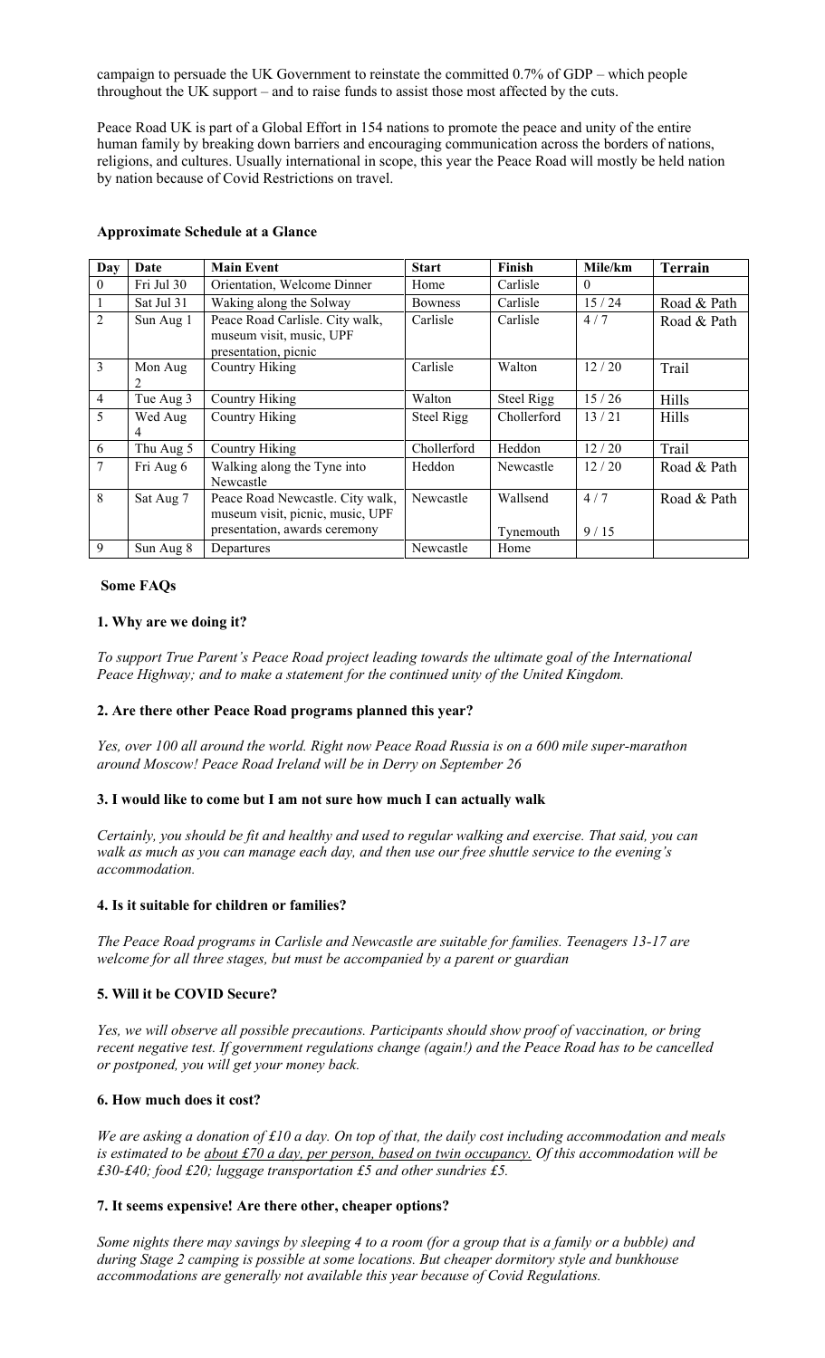campaign to persuade the UK Government to reinstate the committed 0.7% of GDP – which people throughout the UK support – and to raise funds to assist those most affected by the cuts.

Peace Road UK is part of a Global Effort in 154 nations to promote the peace and unity of the entire human family by breaking down barriers and encouraging communication across the borders of nations, religions, and cultures. Usually international in scope, this year the Peace Road will mostly be held nation by nation because of Covid Restrictions on travel.

**Approximate Schedule at a Glance**

| Day | Date | Main Event | Start | Finish | Mile/km | Terrain |
|---|---|---|---|---|---|---|
| 0 | Fri Jul 30 | Orientation, Welcome Dinner | Home | Carlisle | 0 | |
| 1 | Sat Jul 31 | Waking along the Solway | Bowness | Carlisle | 15 / 24 | Road & Path |
| 2 | Sun Aug 1 | Peace Road Carlisle. City walk, museum visit, music, UPF presentation, picnic | Carlisle | Carlisle | 4 / 7 | Road & Path |
| 3 | Mon Aug 2 | Country Hiking | Carlisle | Walton | 12 / 20 | Trail |
| 4 | Tue Aug 3 | Country Hiking | Walton | Steel Rigg | 15 / 26 | Hills |
| 5 | Wed Aug 4 | Country Hiking | Steel Rigg | Chollerford | 13 / 21 | Hills |
| 6 | Thu Aug 5 | Country Hiking | Chollerford | Heddon | 12 / 20 | Trail |
| 7 | Fri Aug 6 | Walking along the Tyne into Newcastle | Heddon | Newcastle | 12 / 20 | Road & Path |
| 8 | Sat Aug 7 | Peace Road Newcastle. City walk, museum visit, picnic, music, UPF presentation, awards ceremony | Newcastle | Wallsend<br>Tynemouth | 4 / 7<br>9 / 15 | Road & Path |
| 9 | Sun Aug 8 | Departures | Newcastle | Home | | |

**Some FAQs**

**1. Why are we doing it?**

*To support True Parent's Peace Road project leading towards the ultimate goal of the International Peace Highway; and to make a statement for the continued unity of the United Kingdom.*

**2. Are there other Peace Road programs planned this year?**

*Yes, over 100 all around the world. Right now Peace Road Russia is on a 600 mile super-marathon around Moscow! Peace Road Ireland will be in Derry on September 26*

**3. I would like to come but I am not sure how much I can actually walk**

*Certainly, you should be fit and healthy and used to regular walking and exercise. That said, you can walk as much as you can manage each day, and then use our free shuttle service to the evening's accommodation.*

**4. Is it suitable for children or families?**

*The Peace Road programs in Carlisle and Newcastle are suitable for families. Teenagers 13-17 are welcome for all three stages, but must be accompanied by a parent or guardian*

**5. Will it be COVID Secure?**

*Yes, we will observe all possible precautions. Participants should show proof of vaccination, or bring recent negative test. If government regulations change (again!) and the Peace Road has to be cancelled or postponed, you will get your money back.*

**6. How much does it cost?**

*We are asking a donation of £10 a day. On top of that, the daily cost including accommodation and meals is estimated to be <u>about £70 a day, per person, based on twin occupancy.</u> Of this accommodation will be £30-£40; food £20; luggage transportation £5 and other sundries £5.*

**7. It seems expensive! Are there other, cheaper options?**

*Some nights there may savings by sleeping 4 to a room (for a group that is a family or a bubble) and during Stage 2 camping is possible at some locations. But cheaper dormitory style and bunkhouse accommodations are generally not available this year because of Covid Regulations.*